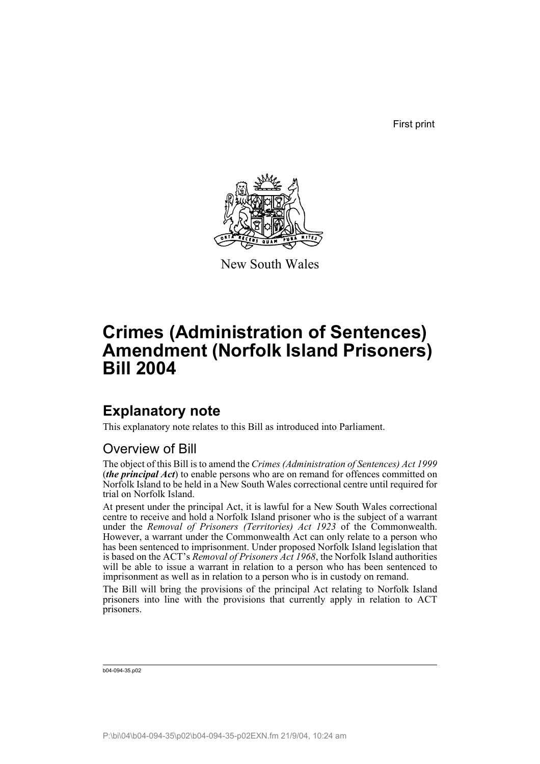First print

New South Wales

# Crimes (Administration of Sentences) Amendment (Norfolk Island Prisoners) Bill 2004

## Explanatory note

This explanatory note relates to this Bill as introduced into Parliament.

### Overview of Bill

The object of this Bill is to amend the *Crimes (Administration of Sentences) Act 1999* (***the principal Act***) to enable persons who are on remand for offences committed on Norfolk Island to be held in a New South Wales correctional centre until required for trial on Norfolk Island.

At present under the principal Act, it is lawful for a New South Wales correctional centre to receive and hold a Norfolk Island prisoner who is the subject of a warrant under the *Removal of Prisoners (Territories) Act 1923* of the Commonwealth. However, a warrant under the Commonwealth Act can only relate to a person who has been sentenced to imprisonment. Under proposed Norfolk Island legislation that is based on the ACT's *Removal of Prisoners Act 1968*, the Norfolk Island authorities will be able to issue a warrant in relation to a person who has been sentenced to imprisonment as well as in relation to a person who is in custody on remand.

The Bill will bring the provisions of the principal Act relating to Norfolk Island prisoners into line with the provisions that currently apply in relation to ACT prisoners.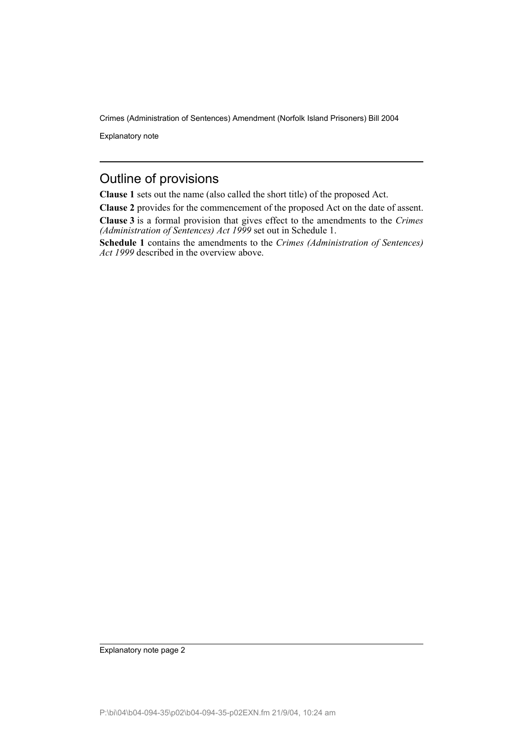## Outline of provisions

**Clause 1** sets out the name (also called the short title) of the proposed Act.

**Clause 2** provides for the commencement of the proposed Act on the date of assent.

**Clause 3** is a formal provision that gives effect to the amendments to the *Crimes (Administration of Sentences) Act 1999* set out in Schedule 1.

**Schedule 1** contains the amendments to the *Crimes (Administration of Sentences) Act 1999* described in the overview above.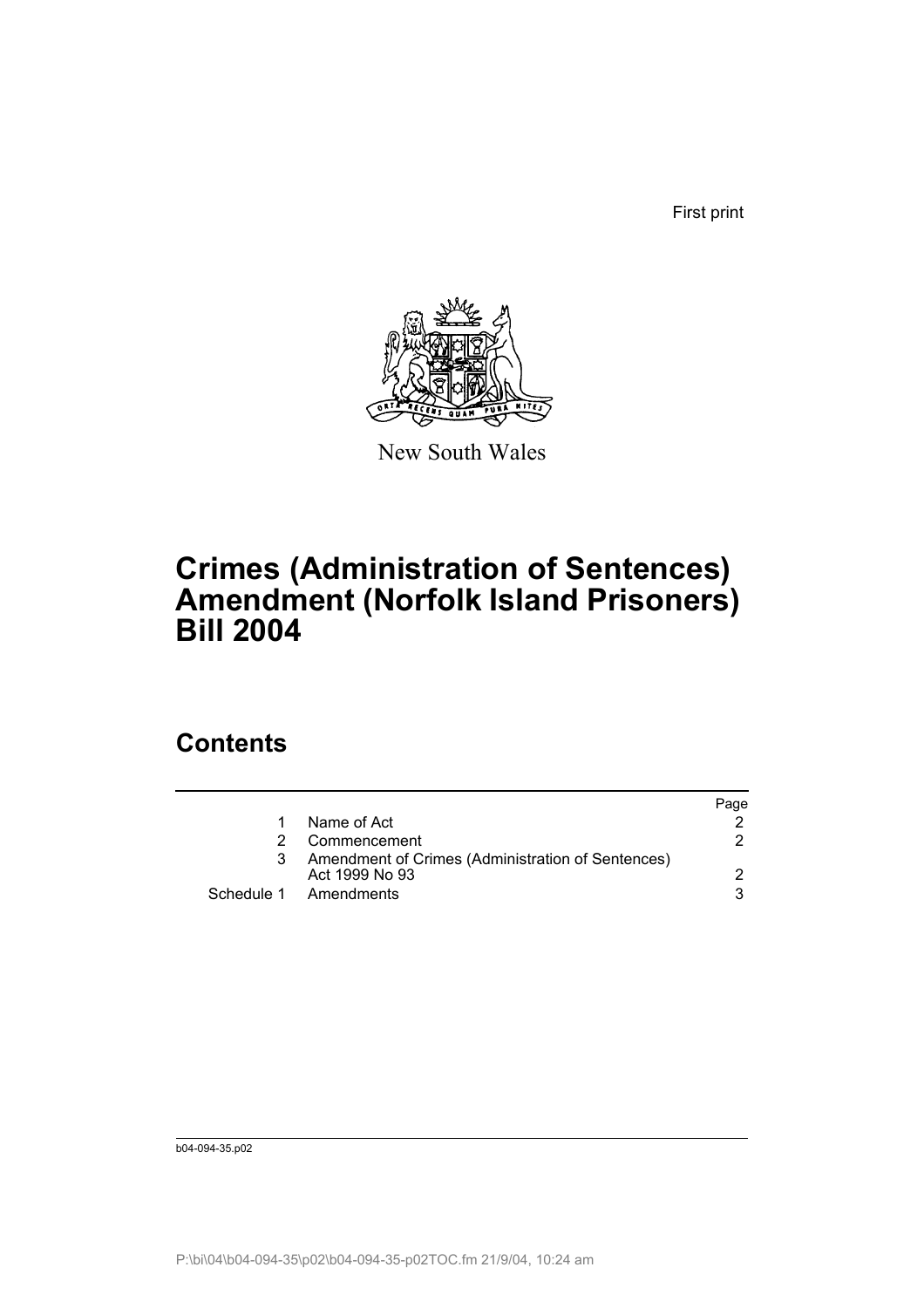First print

New South Wales

# Crimes (Administration of Sentences) Amendment (Norfolk Island Prisoners) Bill 2004

## Contents

| | | Page |
|---|---|---|
| 1 | Name of Act | 2 |
| 2 | Commencement | 2 |
| 3 | Amendment of Crimes (Administration of Sentences) Act 1999 No 93 | 2 |
| Schedule 1 | Amendments | 3 |

b04-094-35.p02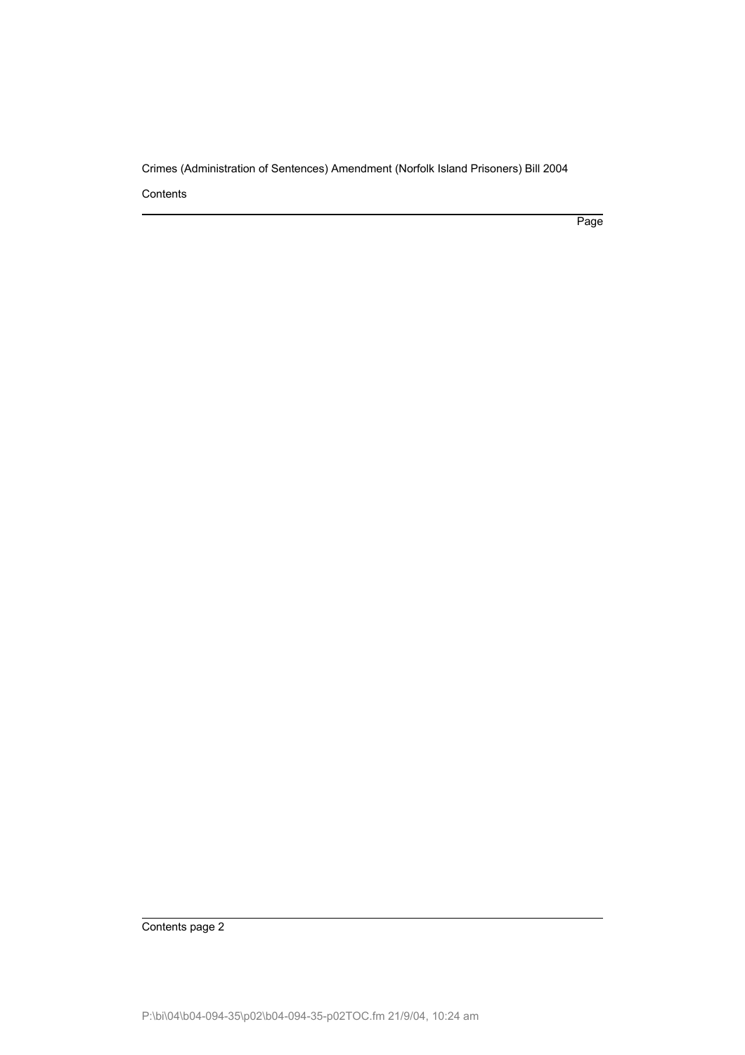Contents

Page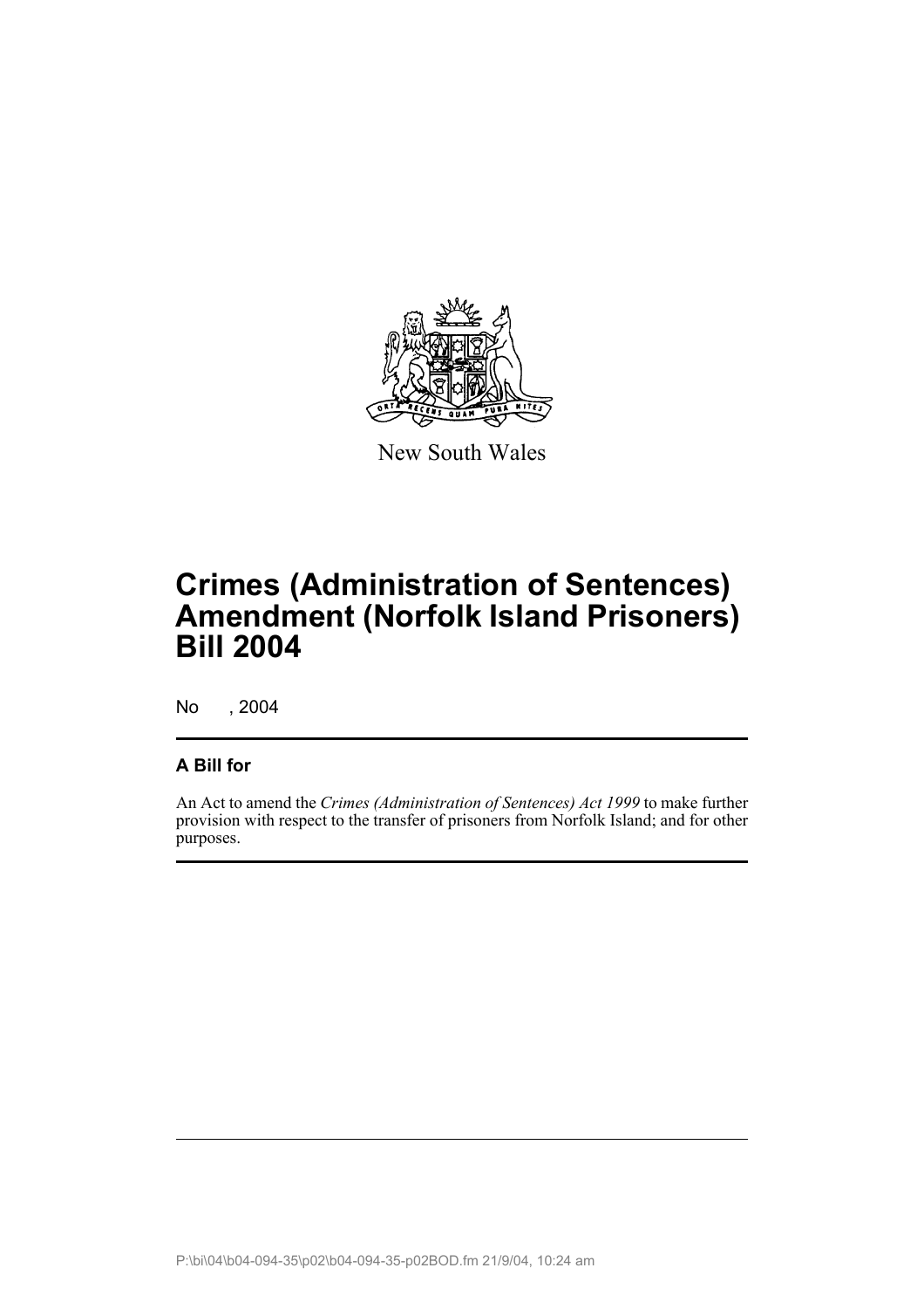New South Wales

# Crimes (Administration of Sentences) Amendment (Norfolk Island Prisoners) Bill 2004

No , 2004

## A Bill for

An Act to amend the *Crimes (Administration of Sentences) Act 1999* to make further provision with respect to the transfer of prisoners from Norfolk Island; and for other purposes.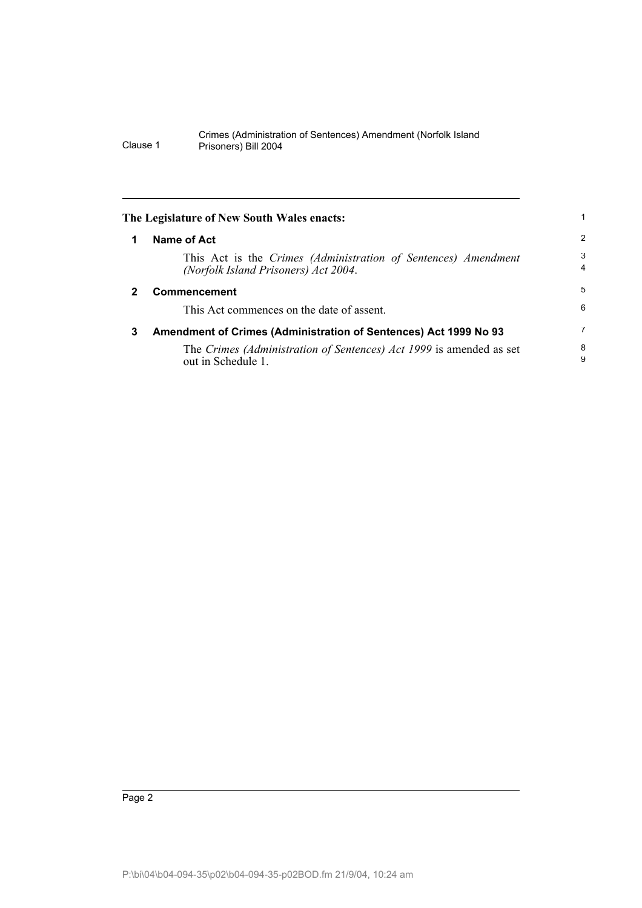**The Legislature of New South Wales enacts:**

## 1 Name of Act

This Act is the *Crimes (Administration of Sentences) Amendment (Norfolk Island Prisoners) Act 2004*.

## 2 Commencement

This Act commences on the date of assent.

## 3 Amendment of Crimes (Administration of Sentences) Act 1999 No 93

The *Crimes (Administration of Sentences) Act 1999* is amended as set out in Schedule 1.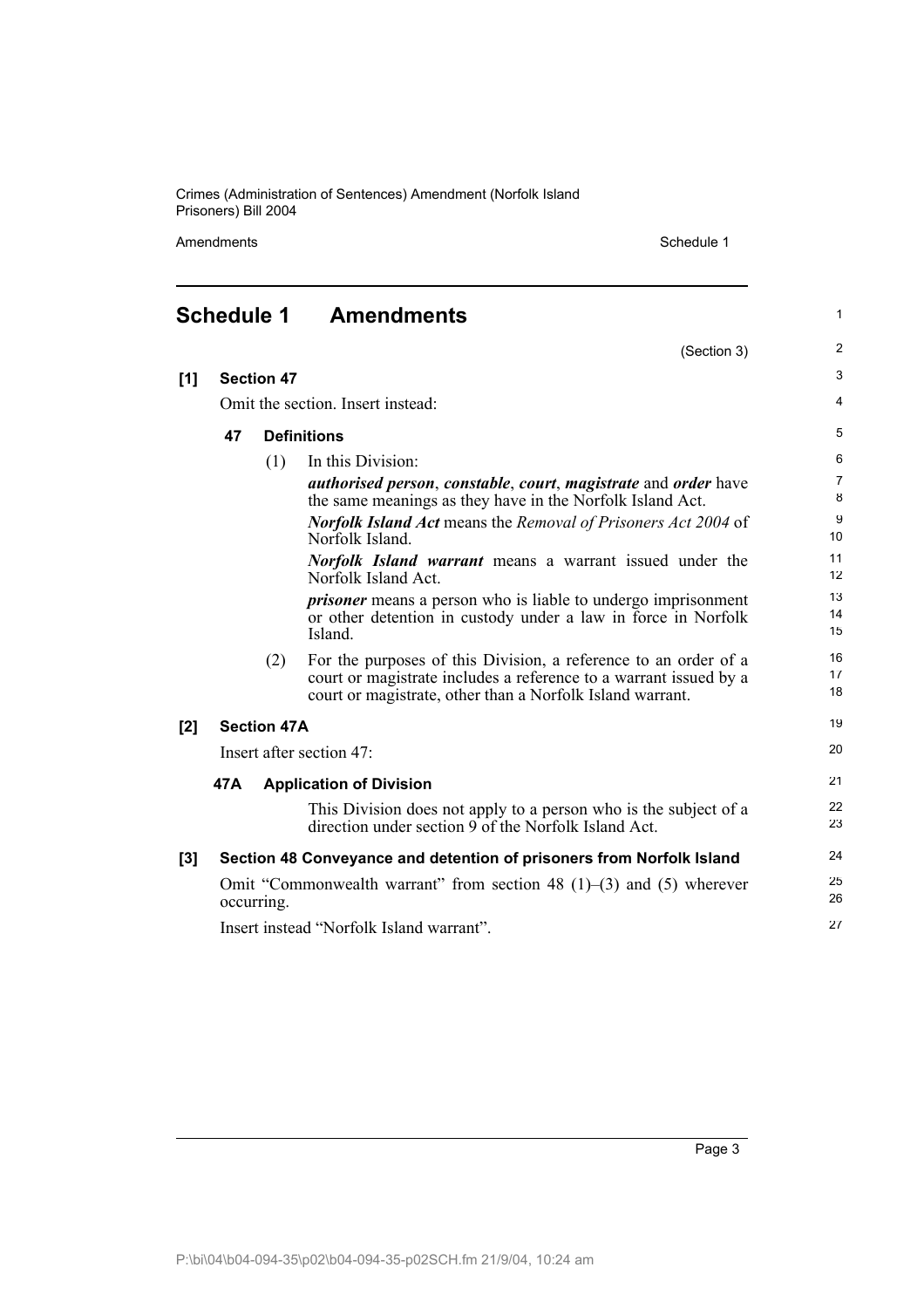## Schedule 1 Amendments

(Section 3)

**[1] Section 47**

Omit the section. Insert instead:

**47 Definitions**

(1) In this Division:

***authorised person***, ***constable***, ***court***, ***magistrate*** and ***order*** have the same meanings as they have in the Norfolk Island Act.

***Norfolk Island Act*** means the *Removal of Prisoners Act 2004* of Norfolk Island.

***Norfolk Island warrant*** means a warrant issued under the Norfolk Island Act.

***prisoner*** means a person who is liable to undergo imprisonment or other detention in custody under a law in force in Norfolk Island.

(2) For the purposes of this Division, a reference to an order of a court or magistrate includes a reference to a warrant issued by a court or magistrate, other than a Norfolk Island warrant.

**[2] Section 47A**

Insert after section 47:

**47A Application of Division**

This Division does not apply to a person who is the subject of a direction under section 9 of the Norfolk Island Act.

**[3] Section 48 Conveyance and detention of prisoners from Norfolk Island**

Omit "Commonwealth warrant" from section 48 (1)–(3) and (5) wherever occurring.

Insert instead "Norfolk Island warrant".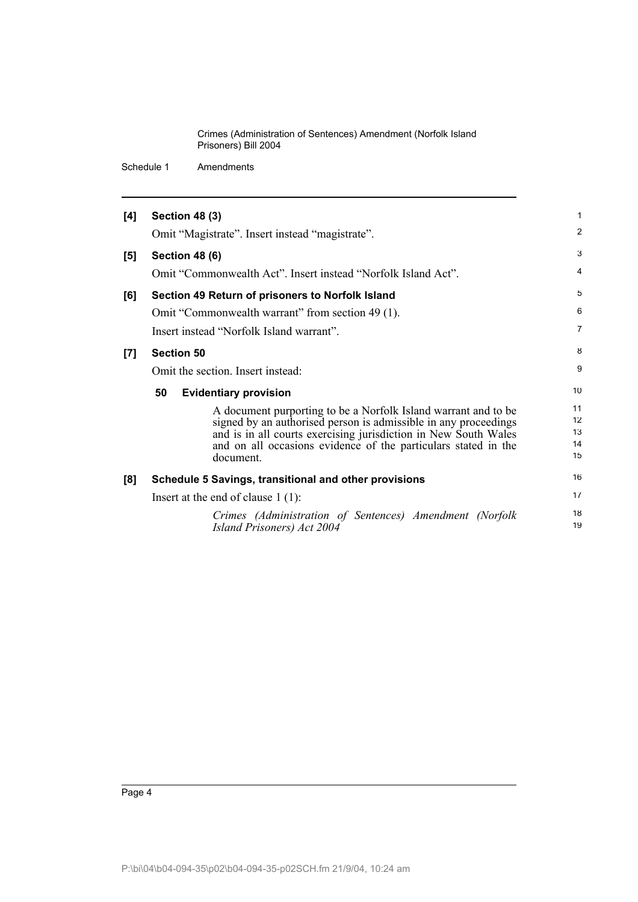**[4] Section 48 (3)**

Omit "Magistrate". Insert instead "magistrate".

**[5] Section 48 (6)**

Omit "Commonwealth Act". Insert instead "Norfolk Island Act".

**[6] Section 49 Return of prisoners to Norfolk Island**

Omit "Commonwealth warrant" from section 49 (1).

Insert instead "Norfolk Island warrant".

**[7] Section 50**

Omit the section. Insert instead:

**50 Evidentiary provision**

A document purporting to be a Norfolk Island warrant and to be signed by an authorised person is admissible in any proceedings and is in all courts exercising jurisdiction in New South Wales and on all occasions evidence of the particulars stated in the document.

**[8] Schedule 5 Savings, transitional and other provisions**

Insert at the end of clause 1 (1):

*Crimes (Administration of Sentences) Amendment (Norfolk Island Prisoners) Act 2004*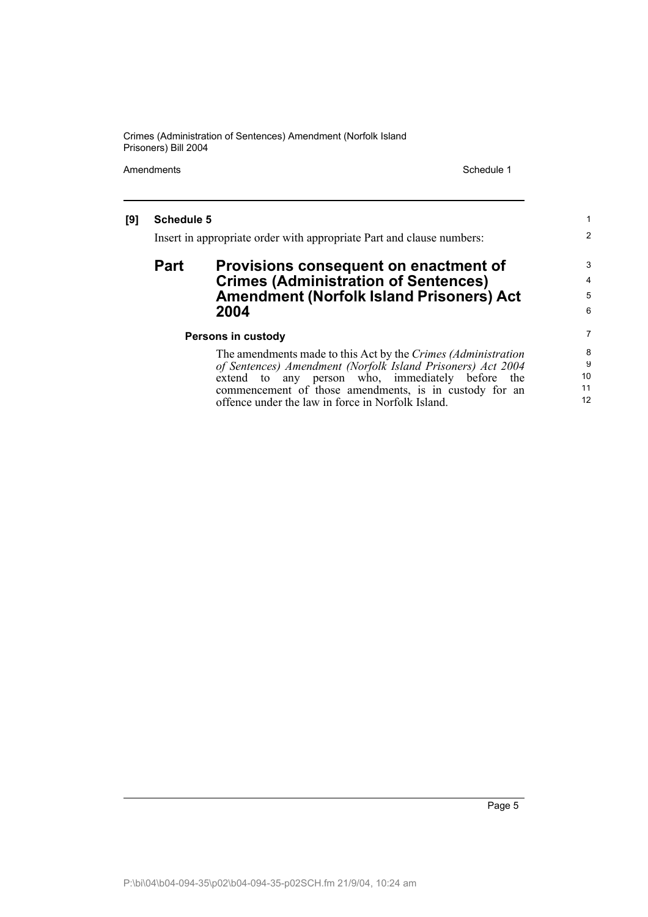**[9] Schedule 5**

Insert in appropriate order with appropriate Part and clause numbers:

## Part Provisions consequent on enactment of Crimes (Administration of Sentences) Amendment (Norfolk Island Prisoners) Act 2004

### Persons in custody

The amendments made to this Act by the *Crimes (Administration of Sentences) Amendment (Norfolk Island Prisoners) Act 2004* extend to any person who, immediately before the commencement of those amendments, is in custody for an offence under the law in force in Norfolk Island.